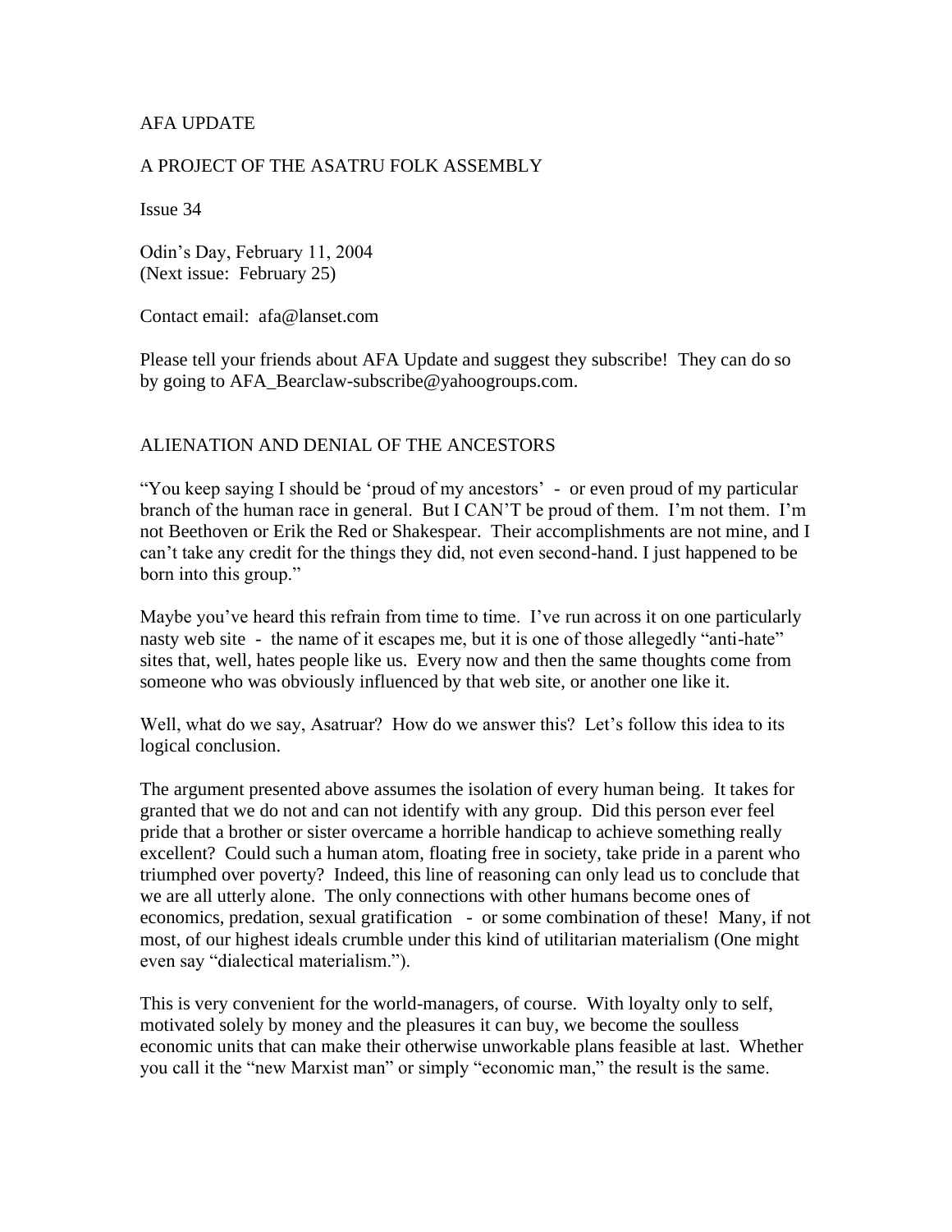AFA UPDATE

A PROJECT OF THE ASATRU FOLK ASSEMBLY

Issue 34

Odin's Day, February 11, 2004
(Next issue: February 25)

Contact email: afa@lanset.com

Please tell your friends about AFA Update and suggest they subscribe! They can do so by going to AFA_Bearclaw-subscribe@yahoogroups.com.

## ALIENATION AND DENIAL OF THE ANCESTORS

"You keep saying I should be 'proud of my ancestors' - or even proud of my particular branch of the human race in general. But I CAN'T be proud of them. I'm not them. I'm not Beethoven or Erik the Red or Shakespear. Their accomplishments are not mine, and I can't take any credit for the things they did, not even second-hand. I just happened to be born into this group."

Maybe you've heard this refrain from time to time. I've run across it on one particularly nasty web site - the name of it escapes me, but it is one of those allegedly "anti-hate" sites that, well, hates people like us. Every now and then the same thoughts come from someone who was obviously influenced by that web site, or another one like it.

Well, what do we say, Asatruar? How do we answer this? Let's follow this idea to its logical conclusion.

The argument presented above assumes the isolation of every human being. It takes for granted that we do not and can not identify with any group. Did this person ever feel pride that a brother or sister overcame a horrible handicap to achieve something really excellent? Could such a human atom, floating free in society, take pride in a parent who triumphed over poverty? Indeed, this line of reasoning can only lead us to conclude that we are all utterly alone. The only connections with other humans become ones of economics, predation, sexual gratification - or some combination of these! Many, if not most, of our highest ideals crumble under this kind of utilitarian materialism (One might even say "dialectical materialism.").

This is very convenient for the world-managers, of course. With loyalty only to self, motivated solely by money and the pleasures it can buy, we become the soulless economic units that can make their otherwise unworkable plans feasible at last. Whether you call it the "new Marxist man" or simply "economic man," the result is the same.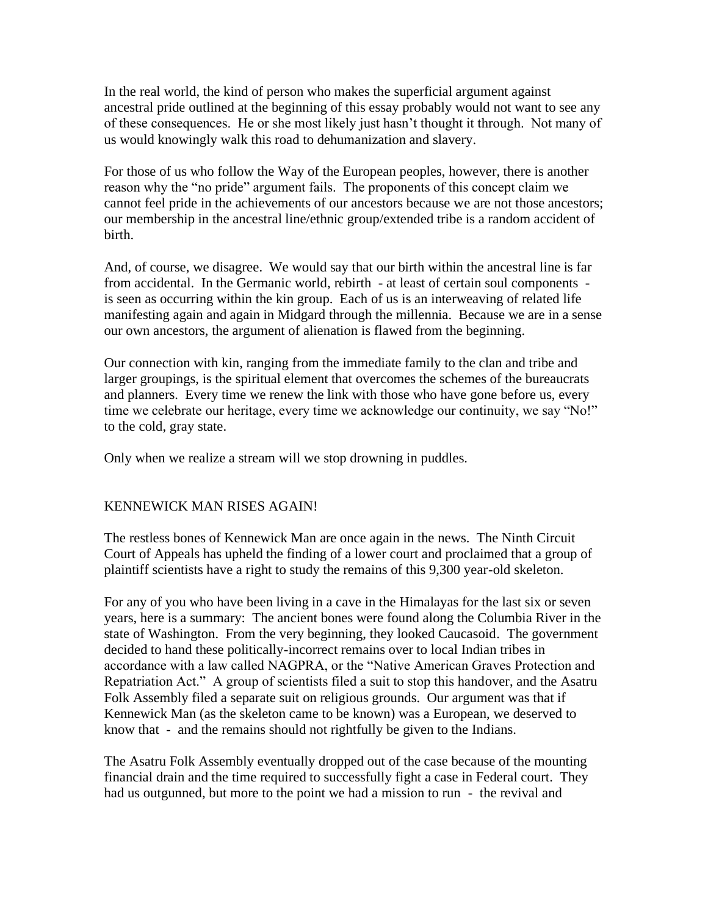In the real world, the kind of person who makes the superficial argument against ancestral pride outlined at the beginning of this essay probably would not want to see any of these consequences. He or she most likely just hasn't thought it through. Not many of us would knowingly walk this road to dehumanization and slavery.

For those of us who follow the Way of the European peoples, however, there is another reason why the "no pride" argument fails. The proponents of this concept claim we cannot feel pride in the achievements of our ancestors because we are not those ancestors; our membership in the ancestral line/ethnic group/extended tribe is a random accident of birth.

And, of course, we disagree. We would say that our birth within the ancestral line is far from accidental. In the Germanic world, rebirth - at least of certain soul components - is seen as occurring within the kin group. Each of us is an interweaving of related life manifesting again and again in Midgard through the millennia. Because we are in a sense our own ancestors, the argument of alienation is flawed from the beginning.

Our connection with kin, ranging from the immediate family to the clan and tribe and larger groupings, is the spiritual element that overcomes the schemes of the bureaucrats and planners. Every time we renew the link with those who have gone before us, every time we celebrate our heritage, every time we acknowledge our continuity, we say "No!" to the cold, gray state.

Only when we realize a stream will we stop drowning in puddles.

## KENNEWICK MAN RISES AGAIN!

The restless bones of Kennewick Man are once again in the news. The Ninth Circuit Court of Appeals has upheld the finding of a lower court and proclaimed that a group of plaintiff scientists have a right to study the remains of this 9,300 year-old skeleton.

For any of you who have been living in a cave in the Himalayas for the last six or seven years, here is a summary: The ancient bones were found along the Columbia River in the state of Washington. From the very beginning, they looked Caucasoid. The government decided to hand these politically-incorrect remains over to local Indian tribes in accordance with a law called NAGPRA, or the "Native American Graves Protection and Repatriation Act." A group of scientists filed a suit to stop this handover, and the Asatru Folk Assembly filed a separate suit on religious grounds. Our argument was that if Kennewick Man (as the skeleton came to be known) was a European, we deserved to know that - and the remains should not rightfully be given to the Indians.

The Asatru Folk Assembly eventually dropped out of the case because of the mounting financial drain and the time required to successfully fight a case in Federal court. They had us outgunned, but more to the point we had a mission to run - the revival and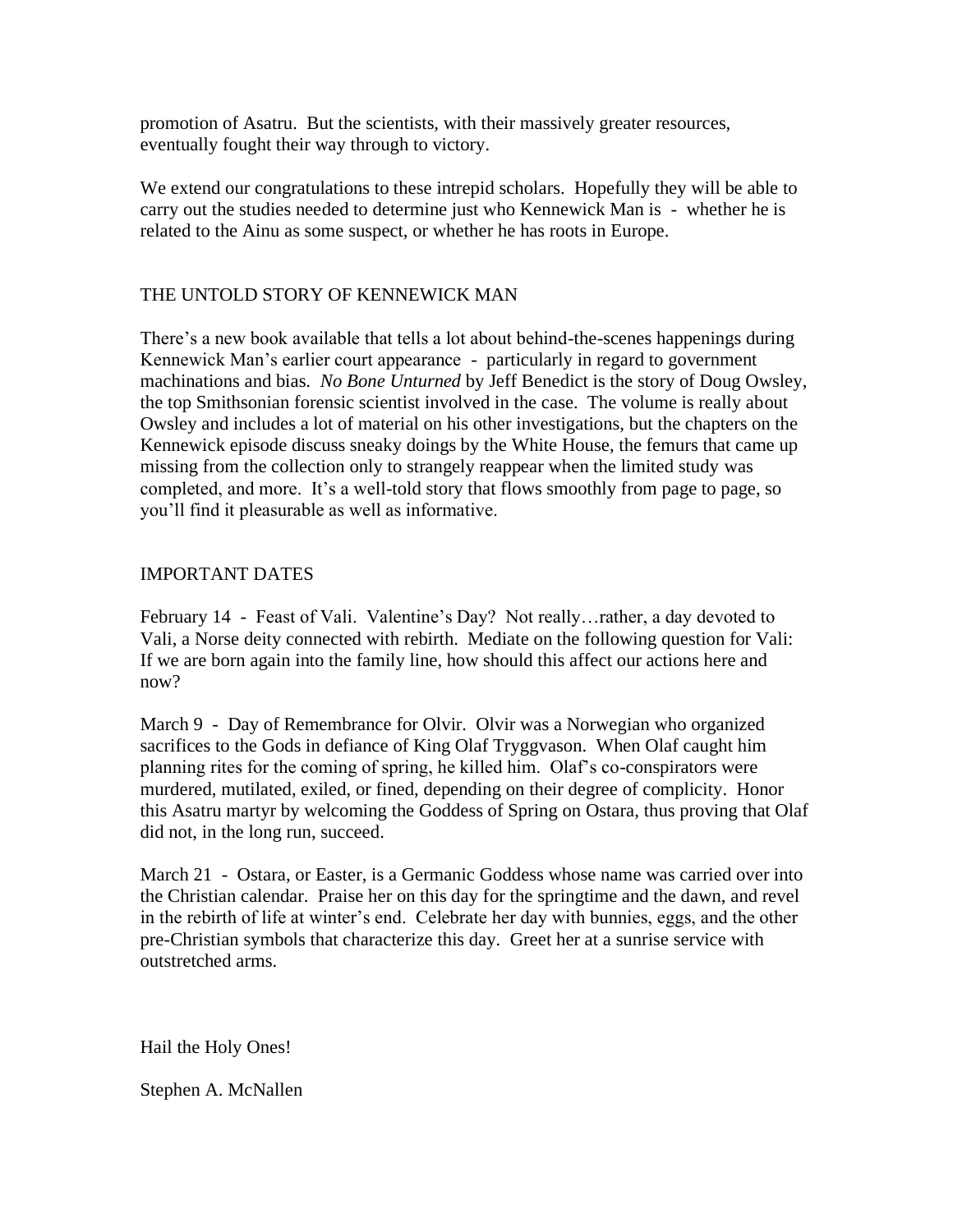promotion of Asatru. But the scientists, with their massively greater resources, eventually fought their way through to victory.

We extend our congratulations to these intrepid scholars. Hopefully they will be able to carry out the studies needed to determine just who Kennewick Man is - whether he is related to the Ainu as some suspect, or whether he has roots in Europe.

## THE UNTOLD STORY OF KENNEWICK MAN

There's a new book available that tells a lot about behind-the-scenes happenings during Kennewick Man's earlier court appearance - particularly in regard to government machinations and bias. *No Bone Unturned* by Jeff Benedict is the story of Doug Owsley, the top Smithsonian forensic scientist involved in the case. The volume is really about Owsley and includes a lot of material on his other investigations, but the chapters on the Kennewick episode discuss sneaky doings by the White House, the femurs that came up missing from the collection only to strangely reappear when the limited study was completed, and more. It's a well-told story that flows smoothly from page to page, so you'll find it pleasurable as well as informative.

## IMPORTANT DATES

February 14 - Feast of Vali. Valentine's Day? Not really…rather, a day devoted to Vali, a Norse deity connected with rebirth. Mediate on the following question for Vali: If we are born again into the family line, how should this affect our actions here and now?

March 9 - Day of Remembrance for Olvir. Olvir was a Norwegian who organized sacrifices to the Gods in defiance of King Olaf Tryggvason. When Olaf caught him planning rites for the coming of spring, he killed him. Olaf's co-conspirators were murdered, mutilated, exiled, or fined, depending on their degree of complicity. Honor this Asatru martyr by welcoming the Goddess of Spring on Ostara, thus proving that Olaf did not, in the long run, succeed.

March 21 - Ostara, or Easter, is a Germanic Goddess whose name was carried over into the Christian calendar. Praise her on this day for the springtime and the dawn, and revel in the rebirth of life at winter's end. Celebrate her day with bunnies, eggs, and the other pre-Christian symbols that characterize this day. Greet her at a sunrise service with outstretched arms.

Hail the Holy Ones!

Stephen A. McNallen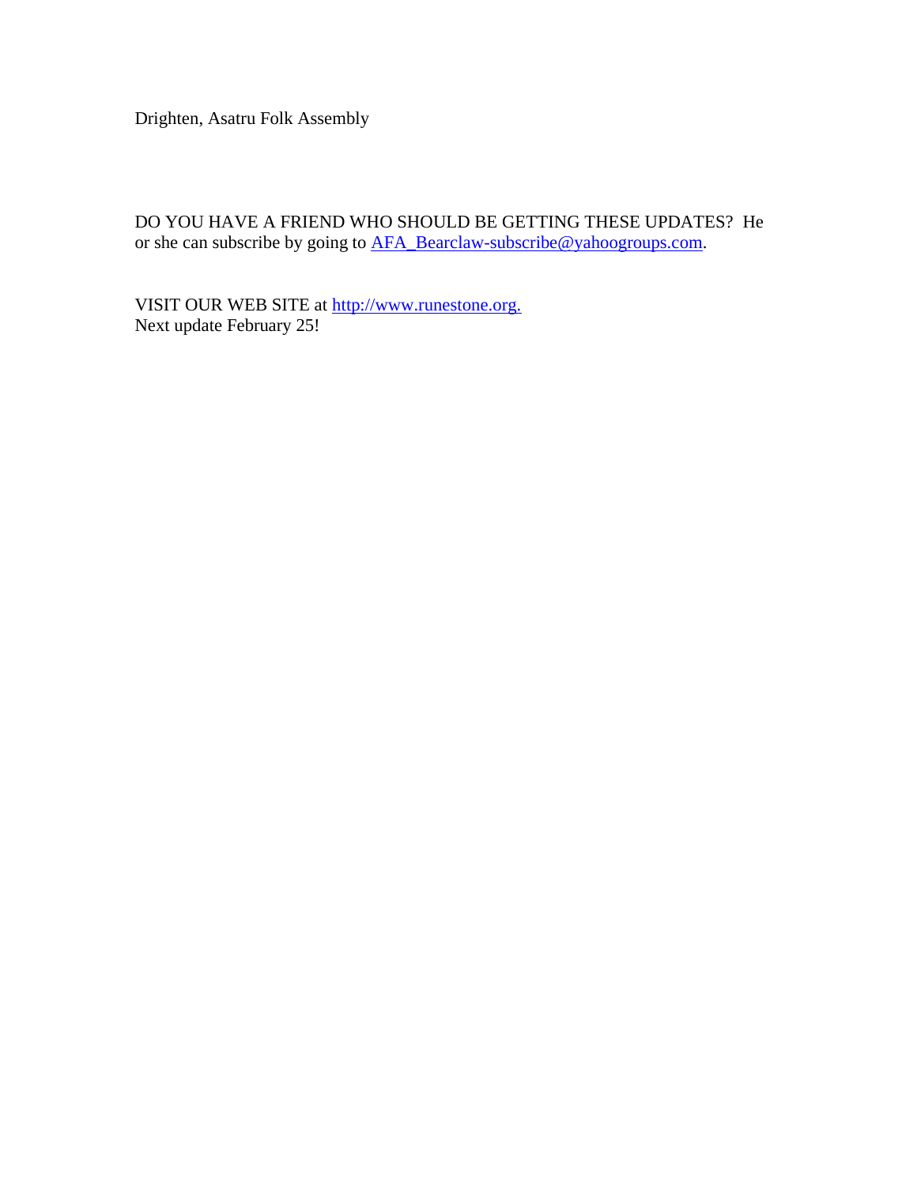Drighten, Asatru Folk Assembly

DO YOU HAVE A FRIEND WHO SHOULD BE GETTING THESE UPDATES? He or she can subscribe by going to AFA_Bearclaw-subscribe@yahoogroups.com.

VISIT OUR WEB SITE at http://www.runestone.org.
Next update February 25!